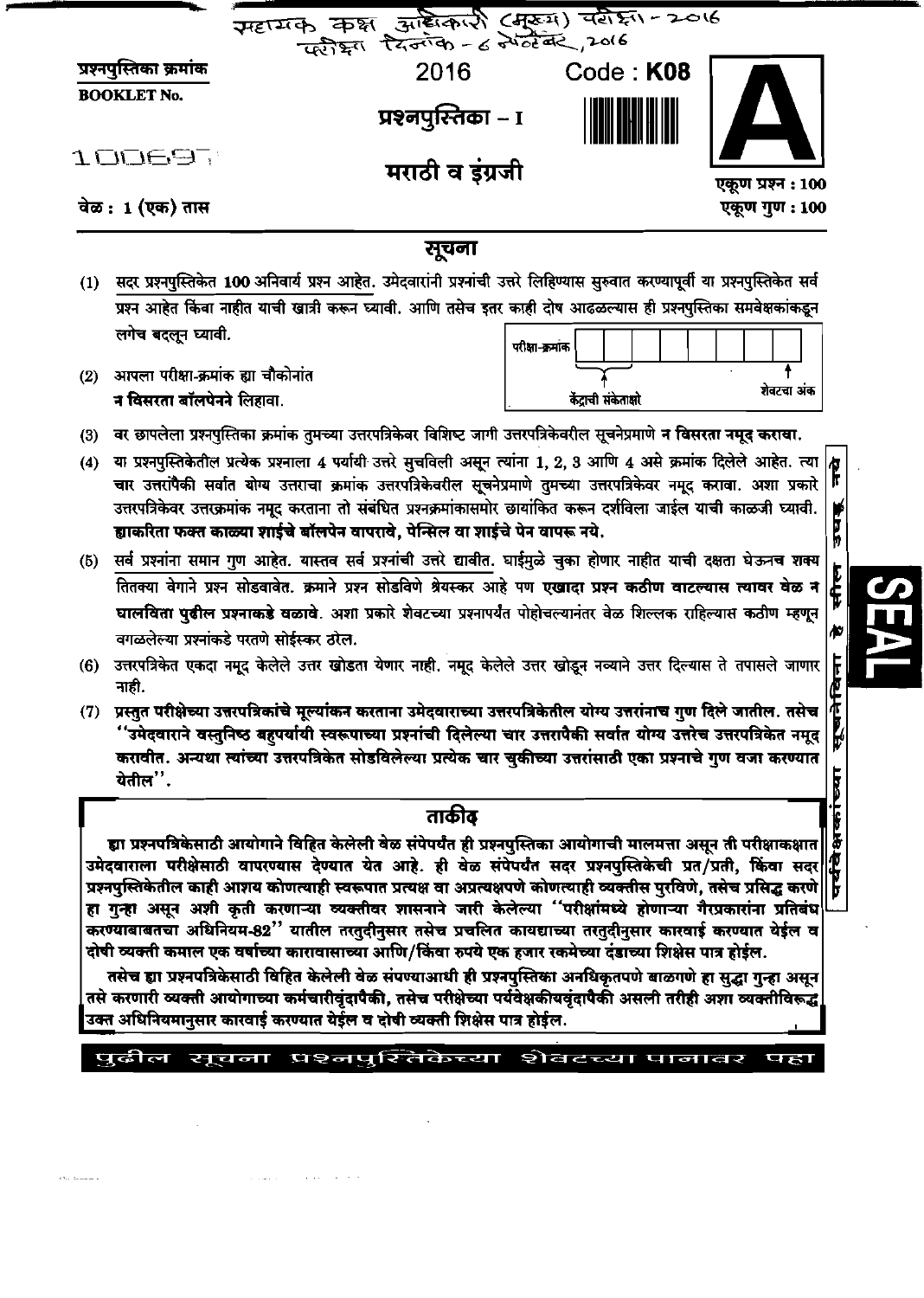सहायक कक्ष अधिकारी (मुख्य) परीक्षा - 2016
परीक्षा दिनांक - 6 नोव्हेंबर, 2016

**प्रश्नपुस्तिका क्रमांक**
**BOOKLET No.**

100697

2016

**Code : K08**

**प्रश्नपुस्तिका – I**

**A**

# मराठी व इंग्रजी

**वेळ : 1 (एक) तास**

**एकूण प्रश्न : 100**
**एकूण गुण : 100**

## सूचना

(1) सदर प्रश्नपुस्तिकेत **100** अनिवार्य प्रश्न आहेत. उमेदवारांनी प्रश्नांची उत्तरे लिहिण्यास सुरुवात करण्यापूर्वी या प्रश्नपुस्तिकेत सर्व प्रश्न आहेत किंवा नाहीत याची खात्री करून घ्यावी. आणि तसेच इतर काही दोष आढळल्यास ही प्रश्नपुस्तिका समवेक्षकांकडून लगेच बदलून घ्यावी.

(2) आपला परीक्षा-क्रमांक ह्या चौकोनांत **न विसरता बॉलपेनने** लिहावा.

परीक्षा-क्रमांक | केंद्राची संकेताक्षरे | शेवटचा अंक

(3) वर छापलेला प्रश्नपुस्तिका क्रमांक तुमच्या उत्तरपत्रिकेवर विशिष्ट जागी उत्तरपत्रिकेवरील सूचनेप्रमाणे **न विसरता नमूद करावा.**

(4) या प्रश्नपुस्तिकेतील प्रत्येक प्रश्नाला 4 पर्यायी उत्तरे सुचविली असून त्यांना 1, 2, 3 आणि 4 असे क्रमांक दिलेले आहेत. त्या चार उत्तरांपैकी सर्वात योग्य उत्तराचा क्रमांक उत्तरपत्रिकेवरील सूचनेप्रमाणे तुमच्या उत्तरपत्रिकेवर नमूद करावा. अशा प्रकारे उत्तरपत्रिकेवर उत्तरक्रमांक नमूद करताना तो संबंधित प्रश्नक्रमांकासमोर छायांकित करून दर्शविला जाईल याची काळजी घ्यावी. **ह्याकरिता फक्त काळ्या शाईचे बॉलपेन वापरावे, पेन्सिल वा शाईचे पेन वापरू नये.**

(5) सर्व प्रश्नांना समान गुण आहेत. यास्तव सर्व प्रश्नांची उत्तरे द्यावीत. घाईमुळे चुका होणार नाहीत याची दक्षता घेऊनच शक्य तितक्या वेगाने प्रश्न सोडवावेत. क्रमाने प्रश्न सोडविणे श्रेयस्कर आहे पण **एखादा प्रश्न कठीण वाटल्यास त्यावर वेळ न घालविता पुढील प्रश्नाकडे वळावे.** अशा प्रकारे शेवटच्या प्रश्नापर्यंत पोहोचल्यानंतर वेळ शिल्लक राहिल्यास कठीण म्हणून वगळलेल्या प्रश्नांकडे परतणे सोईस्कर ठरेल.

(6) उत्तरपत्रिकेत एकदा नमूद केलेले उत्तर खोडता येणार नाही. नमूद केलेले उत्तर खोडून नव्याने उत्तर दिल्यास ते तपासले जाणार नाही.

(7) **प्रस्तुत परीक्षेच्या उत्तरपत्रिकांचे मूल्यांकन करताना उमेदवाराच्या उत्तरपत्रिकेतील योग्य उत्तरांनाच गुण दिले जातील. तसेच "उमेदवाराने वस्तुनिष्ठ बहुपर्यायी स्वरूपाच्या प्रश्नांची दिलेल्या चार उत्तरापैकी सर्वात योग्य उत्तरेच उत्तरपत्रिकेत नमूद करावीत. अन्यथा त्यांच्या उत्तरपत्रिकेत सोडविलेल्या प्रत्येक चार चुकीच्या उत्तरांसाठी एका प्रश्नाचे गुण वजा करण्यात येतील".**

## ताकीद

**ह्या प्रश्नपत्रिकेसाठी आयोगाने विहित केलेली वेळ संपेपर्यंत ही प्रश्नपुस्तिका आयोगाची मालमत्ता असून ती परीक्षाकक्षात उमेदवाराला परीक्षेसाठी वापरण्यास देण्यात येत आहे. ही वेळ संपेपर्यंत सदर प्रश्नपुस्तिकेची प्रत/प्रती, किंवा सदर प्रश्नपुस्तिकेतील काही आशय कोणत्याही स्वरूपात प्रत्यक्ष वा अप्रत्यक्षपणे कोणत्याही व्यक्तीस पुरविणे, तसेच प्रसिद्ध करणे हा गुन्हा असून अशी कृती करणाऱ्या व्यक्तीवर शासनाने जारी केलेल्या "परीक्षांमध्ये होणाऱ्या गैरप्रकारांना प्रतिबंध करण्याबाबतचा अधिनियम-82" यातील तरतुदीनुसार तसेच प्रचलित कायद्याच्या तरतुदीनुसार कारवाई करण्यात येईल व दोषी व्यक्ती कमाल एक वर्षाच्या कारावासाच्या आणि/किंवा रुपये एक हजार रकमेच्या दंडाच्या शिक्षेस पात्र होईल.**

**तसेच ह्या प्रश्नपत्रिकेसाठी विहित केलेली वेळ संपण्याआधी ही प्रश्नपुस्तिका अनधिकृतपणे बाळगणे हा सुद्धा गुन्हा असून तसे करणारी व्यक्ती आयोगाच्या कर्मचारीवृंदापैकी, तसेच परीक्षेच्या पर्यवेक्षकीयवृंदापैकी असली तरीही अशा व्यक्तीविरुद्ध उक्त अधिनियमानुसार कारवाई करण्यात येईल व दोषी व्यक्ती शिक्षेस पात्र होईल.**

**पुढील सूचना प्रश्नपुस्तिकेच्या शेवटच्या पानावर पहा**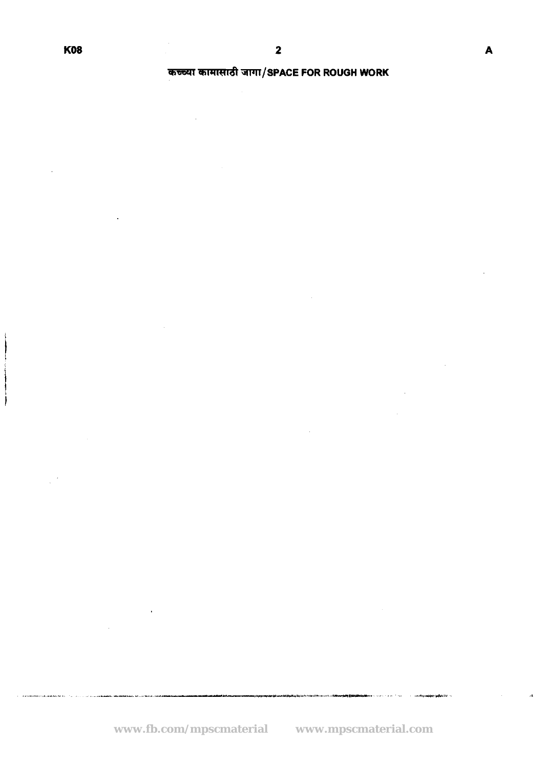कच्च्या कामासाठी जागा/SPACE FOR ROUGH WORK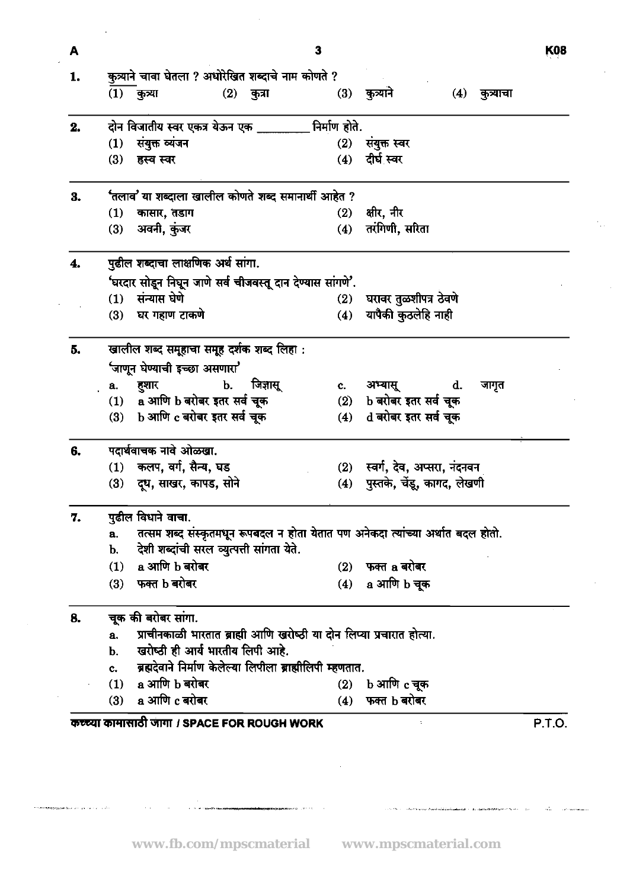1. <u>कुत्र्याने</u> चावा घेतला ? अधोरेखित शब्दाचे नाम कोणते ?
   (1) कुत्र्या (2) कुत्रा (3) कुत्र्याने (4) कुत्र्याचा

2. दोन विजातीय स्वर एकत्र येऊन एक ________ निर्माण होते.
   (1) संयुक्त व्यंजन (2) संयुक्त स्वर
   (3) ह्रस्व स्वर (4) दीर्घ स्वर

3. 'तलाव' या शब्दाला खालील कोणते शब्द समानार्थी आहेत ?
   (1) कासार, तडाग (2) क्षीर, नीर
   (3) अवनी, कुंजर (4) तरंगिणी, सरिता

4. पुढील शब्दाचा लाक्षणिक अर्थ सांगा.
   'घरदार सोडून निघून जाणे सर्व चीजवस्तू दान देण्यास सांगणे'.
   (1) संन्यास घेणे (2) घरावर तुळशीपत्र ठेवणे
   (3) घर गहाण टाकणे (4) यापैकी कुठलेहि नाही

5. खालील शब्द समूहाचा समूह दर्शक शब्द लिहा :
   'जाणून घेण्याची इच्छा असणारा'
   a. हुशार b. जिज्ञासू c. अभ्यासू d. जागृत
   (1) a आणि b बरोबर इतर सर्व चूक (2) b बरोबर इतर सर्व चूक
   (3) b आणि c बरोबर इतर सर्व चूक (4) d बरोबर इतर सर्व चूक

6. पदार्थवाचक नावे ओळखा.
   (1) कलप, वर्ग, सैन्य, घड (2) स्वर्ग, देव, अप्सरा, नंदनवन
   (3) दूध, साखर, कापड, सोने (4) पुस्तके, चेंडू, कागद, लेखणी

7. पुढील विधाने वाचा.
   a. तत्सम शब्द संस्कृतमधून रूपबदल न होता येतात पण अनेकदा त्यांच्या अर्थात बदल होतो.
   b. देशी शब्दांची सरल व्युत्पत्ती सांगता येते.
   (1) a आणि b बरोबर (2) फक्त a बरोबर
   (3) फक्त b बरोबर (4) a आणि b चूक

8. चूक की बरोबर सांगा.
   a. प्राचीनकाळी भारतात ब्राह्मी आणि खरोष्ठी या दोन लिप्या प्रचारात होत्या.
   b. खरोष्ठी ही आर्य भारतीय लिपी आहे.
   c. ब्रह्मदेवाने निर्माण केलेल्या लिपीला ब्राह्मीलिपी म्हणतात.
   (1) a आणि b बरोबर (2) b आणि c चूक
   (3) a आणि c बरोबर (4) फक्त b बरोबर

कच्च्या कामासाठी जागा / SPACE FOR ROUGH WORK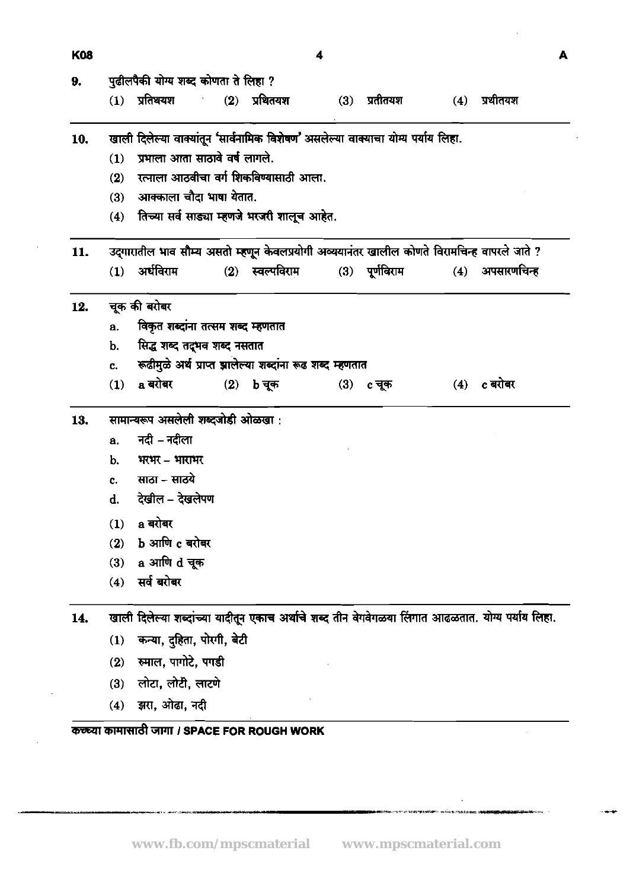9. पुढीलपैकी योग्य शब्द कोणता ते लिहा ?

   (1) प्रतिथयश (2) प्रथितयश (3) प्रतीतयश (4) प्रथीतयश

10. खाली दिलेल्या वाक्यांतून 'सार्वनामिक विशेषण' असलेल्या वाक्याचा योग्य पर्याय लिहा.

    (1) प्रभाला आता साठावे वर्ष लागले.
    (2) रत्नाला आठवीचा वर्ग शिकविण्यासाठी आला.
    (3) आक्काला चौदा भाषा येतात.
    (4) तिच्या सर्व साड्या म्हणजे भरजरी शालूच आहेत.

11. उद्‌गारातील भाव सौम्य असतो म्हणून केवलप्रयोगी अव्ययानंतर खालील कोणते विरामचिन्ह वापरले जाते ?

    (1) अर्धविराम (2) स्वल्पविराम (3) पूर्णविराम (4) अपसारणचिन्ह

12. चूक की बरोबर

    a. विकृत शब्दांना तत्सम शब्द म्हणतात
    b. सिद्ध शब्द तद्भव शब्द नसतात
    c. रूढीमुळे अर्थ प्राप्त झालेल्या शब्दांना रूढ शब्द म्हणतात

    (1) a बरोबर (2) b चूक (3) c चूक (4) c बरोबर

13. सामान्यरूप असलेली शब्दजोडी ओळखा :

    a. नदी – नदीला
    b. भरभर – भाराभर
    c. साठा – साठये
    d. देखील – देखलेपण

    (1) a बरोबर
    (2) b आणि c बरोबर
    (3) a आणि d चूक
    (4) सर्व बरोबर

14. खाली दिलेल्या शब्दांच्या यादीतून एकाच अर्थाचे शब्द तीन वेगवेगळया लिंगात आढळतात. योग्य पर्याय लिहा.

    (1) कन्या, दुहिता, पोरगी, बेटी
    (2) रुमाल, पागोटे, पगडी
    (3) लोटा, लोटी, लाटणे
    (4) झरा, ओढा, नदी

कच्च्या कामासाठी जागा / SPACE FOR ROUGH WORK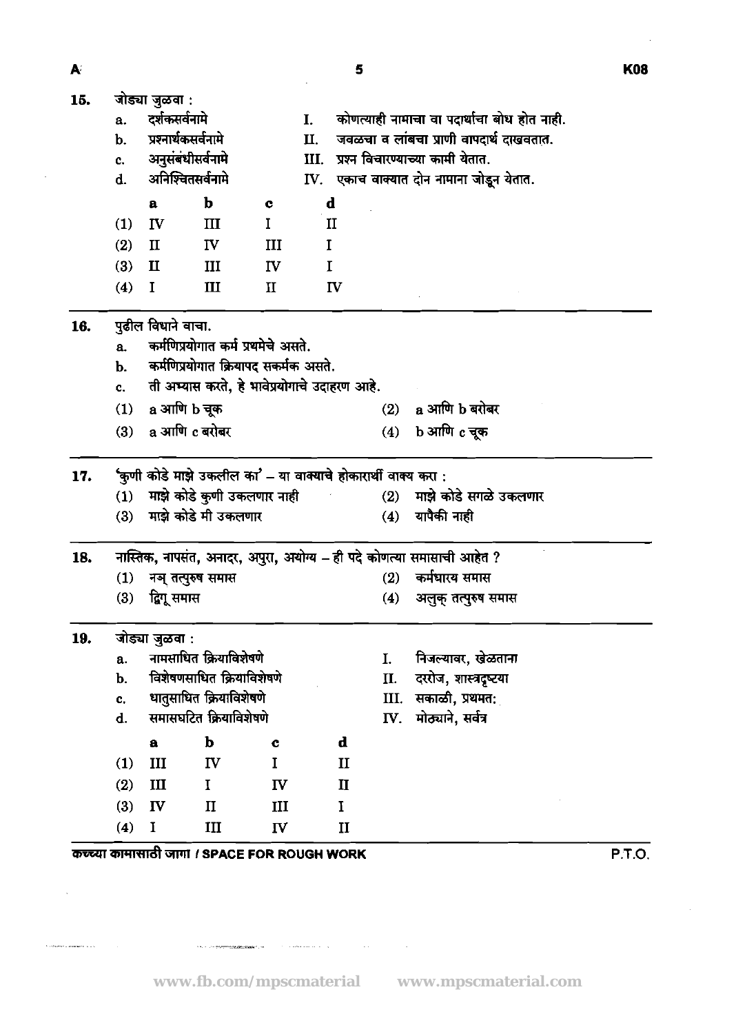15. जोड्या जुळवा :

a. दर्शकसर्वनामे — I. कोणत्याही नामाचा वा पदार्थाचा बोध होत नाही.
b. प्रश्नार्थकसर्वनामे — II. जवळचा व लांबचा प्राणी वापदार्थ दाखवतात.
c. अनुसंबंधीसर्वनामे — III. प्रश्न विचारण्याच्या कामी येतात.
d. अनिश्चितसर्वनामे — IV. एकाच वाक्यात दोन नामाना जोडून येतात.

| | a | b | c | d |
|---|---|---|---|---|
| (1) | IV | III | I | II |
| (2) | II | IV | III | I |
| (3) | II | III | IV | I |
| (4) | I | III | II | IV |

16. पुढील विधाने वाचा.

a. कर्मणिप्रयोगात कर्म प्रथमेचे असते.
b. कर्मणिप्रयोगात क्रियापद सकर्मक असते.
c. ती अभ्यास करते, हे भावेप्रयोगाचे उदाहरण आहे.

(1) a आणि b चूक
(2) a आणि b बरोबर
(3) a आणि c बरोबर
(4) b आणि c चूक

17. 'कुणी कोडे माझे उकलील का' – या वाक्याचे होकारार्थी वाक्य करा :

(1) माझे कोडे कुणी उकलणार नाही
(2) माझे कोडे सगळे उकलणार
(3) माझे कोडे मी उकलणार
(4) यापैकी नाही

18. नास्तिक, नापसंत, अनादर, अपुरा, अयोग्य – ही पदे कोणत्या समासाची आहेत ?

(1) नञ् तत्पुरुष समास
(2) कर्मधारय समास
(3) द्विगू समास
(4) अलुक् तत्पुरुष समास

19. जोड्या जुळवा :

a. नामसाधित क्रियाविशेषणे — I. निजल्यावर, खेळताना
b. विशेषणसाधित क्रियाविशेषणे — II. दररोज, शास्त्रदृष्ट्या
c. धातुसाधित क्रियाविशेषणे — III. सकाळी, प्रथमत:
d. समासघटित क्रियाविशेषणे — IV. मोठ्याने, सर्वत्र

| | a | b | c | d |
|---|---|---|---|---|
| (1) | III | IV | I | II |
| (2) | III | I | IV | II |
| (3) | IV | II | III | I |
| (4) | I | III | IV | II |

कच्च्या कामासाठी जागा / SPACE FOR ROUGH WORK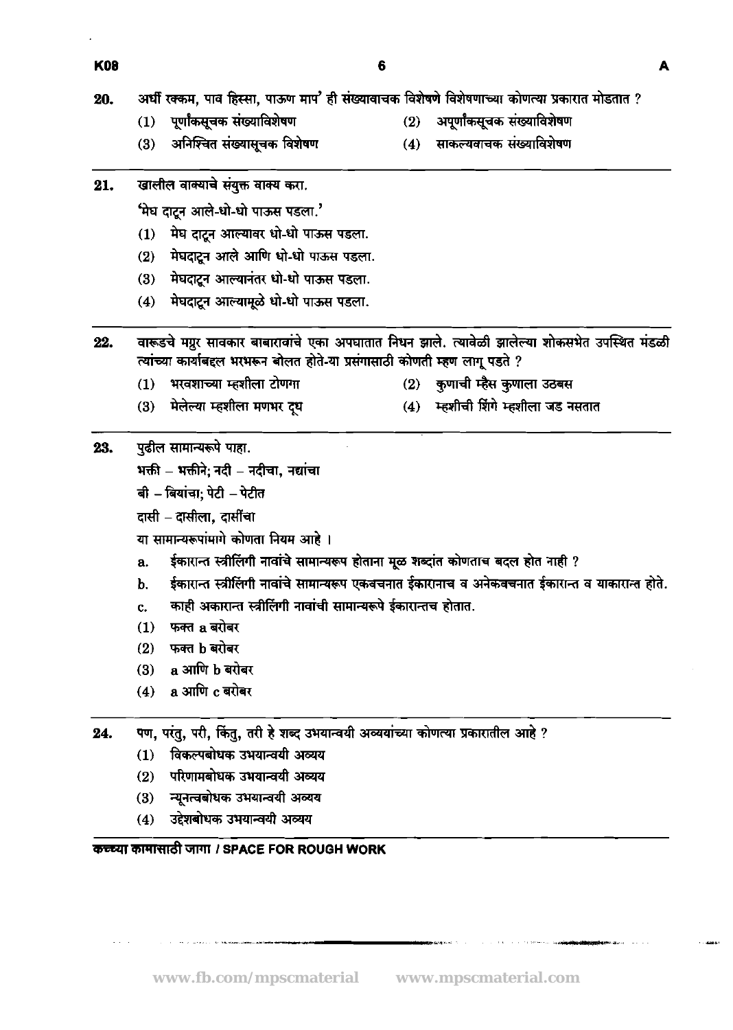20. अर्धी रक्कम, पाव हिस्सा, पाऊण माप' ही संख्यावाचक विशेषणे विशेषणाच्या कोणत्या प्रकारात मोडतात ?

    (1) पूर्णांकसूचक संख्याविशेषण
    (2) अपूर्णांकसूचक संख्याविशेषण
    (3) अनिश्चित संख्यासूचक विशेषण
    (4) साकल्यवाचक संख्याविशेषण

21. खालील वाक्याचे संयुक्त वाक्य करा.

    'मेघ दाटून आले-धो-धो पाऊस पडला.'

    (1) मेघ दाटून आल्यावर धो-धो पाऊस पडला.
    (2) मेघदाटून आले आणि धो-धो पाऊस पडला.
    (3) मेघदाटून आल्यानंतर धो-धो पाऊस पडला.
    (4) मेघदाटून आल्यामूळे धो-धो पाऊस पडला.

22. वारूडचे मग्रुर सावकार बाबारावांचे एका अपघातात निधन झाले. त्यावेळी झालेल्या शोकसभेत उपस्थित मंडळी त्यांच्या कार्याबद्दल भरभरून बोलत होते-या प्रसंगासाठी कोणती म्हण लागू पडते ?

    (1) भरवशाच्या म्हशीला टोणगा
    (2) कुणाची म्हैस कुणाला उठबस
    (3) मेलेल्या म्हशीला मणभर दूध
    (4) म्हशीची शिंगे म्हशीला जड नसतात

23. पुढील सामान्यरूपे पाहा.

    भक्ती – भक्तीने; नदी – नदीचा, नद्यांचा

    बी – बियांचा; पेटी – पेटीत

    दासी – दासीला, दासींचा

    या सामान्यरूपांमागे कोणता नियम आहे ।

    a. ईकारान्त स्त्रीलिंगी नावांचे सामान्यरूप होताना मूळ शब्दांत कोणताच बदल होत नाही ?
    b. ईकारान्त स्त्रीलिंगी नावांचे सामान्यरूप एकवचनात ईकारानाच व अनेकवचनात ईकारान्त व याकारान्त होते.
    c. काही अकारान्त स्त्रीलिंगी नावांची सामान्यरूपे ईकारान्तच होतात.

    (1) फक्त a बरोबर
    (2) फक्त b बरोबर
    (3) a आणि b बरोबर
    (4) a आणि c बरोबर

24. पण, परंतु, परी, किंतु, तरी हे शब्द उभयान्वयी अव्ययांच्या कोणत्या प्रकारातील आहे ?

    (1) विकल्पबोधक उभयान्वयी अव्यय
    (2) परिणामबोधक उभयान्वयी अव्यय
    (3) न्यूनत्वबोधक उभयान्वयी अव्यय
    (4) उद्देशबोधक उभयान्वयी अव्यय

**कच्च्या कामासाठी जागा / SPACE FOR ROUGH WORK**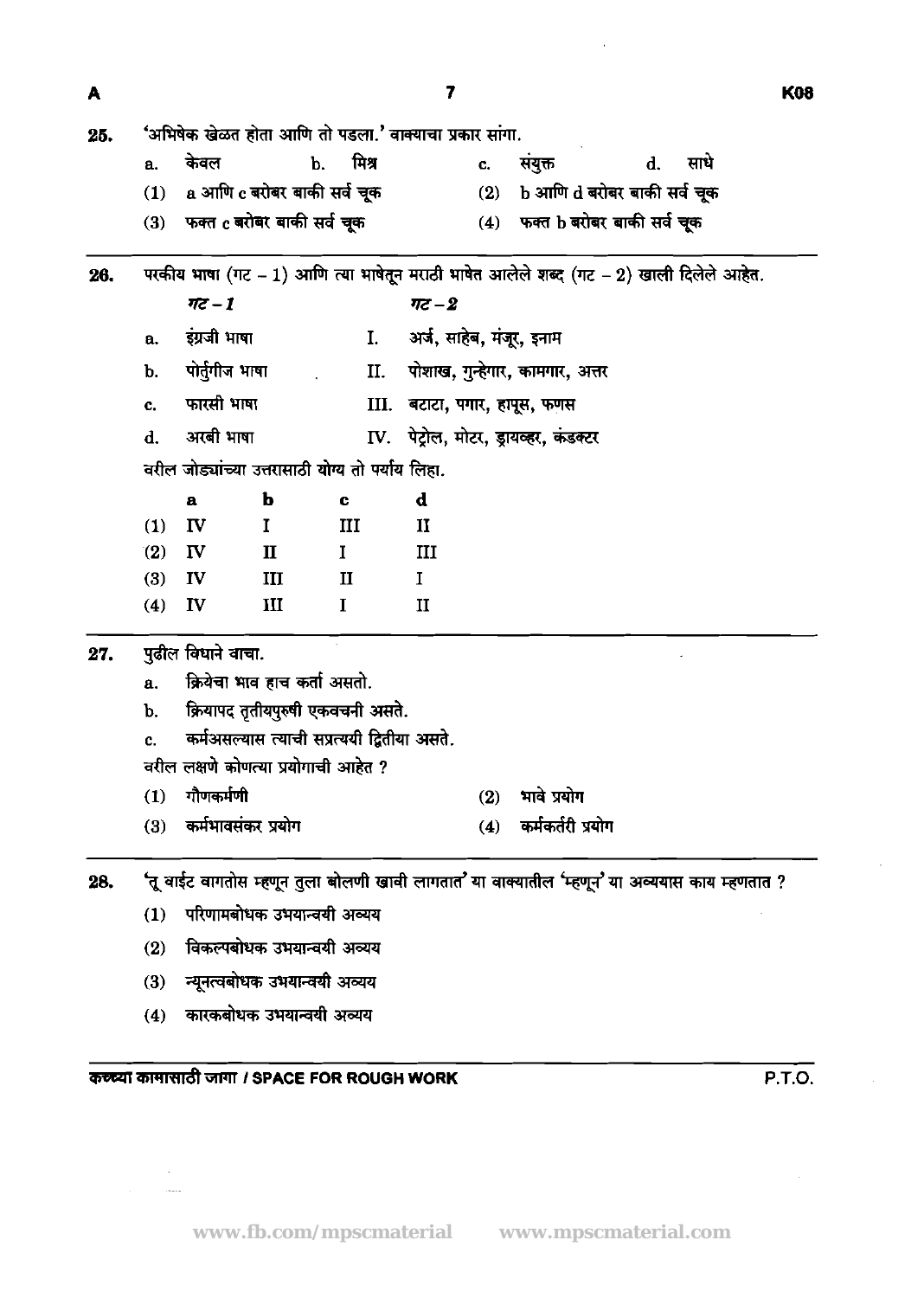25. 'अभिषेक खेळत होता आणि तो पडला.' वाक्याचा प्रकार सांगा.

a. केवल
b. मिश्र
c. संयुक्त
d. साधे

(1) a आणि c बरोबर बाकी सर्व चूक
(2) b आणि d बरोबर बाकी सर्व चूक
(3) फक्त c बरोबर बाकी सर्व चूक
(4) फक्त b बरोबर बाकी सर्व चूक

---

26. परकीय भाषा (गट – 1) आणि त्या भाषेतून मराठी भाषेत आलेले शब्द (गट – 2) खाली दिलेले आहेत.

| | गट – 1 | | गट – 2 |
|---|---|---|---|
| a. | इंग्रजी भाषा | I. | अर्ज, साहेब, मंजूर, इनाम |
| b. | पोर्तुगीज भाषा | II. | पोशाख, गुन्हेगार, कामगार, अत्तर |
| c. | फारसी भाषा | III. | बटाटा, पगार, हापूस, फणस |
| d. | अरबी भाषा | IV. | पेट्रोल, मोटर, ड्रायव्हर, कंडक्टर |

वरील जोड्यांच्या उत्तरासाठी योग्य तो पर्याय लिहा.

| | a | b | c | d |
|---|---|---|---|---|
| (1) | IV | I | III | II |
| (2) | IV | II | I | III |
| (3) | IV | III | II | I |
| (4) | IV | III | I | II |

---

27. पुढील विधाने वाचा.

a. क्रियेचा भाव हाच कर्ता असतो.
b. क्रियापद तृतीयपुरुषी एकवचनी असते.
c. कर्मअसल्यास त्याची सप्रत्ययी द्वितीया असते.

वरील लक्षणे कोणत्या प्रयोगाची आहेत ?

(1) गौणकर्मणी
(2) भावे प्रयोग
(3) कर्मभावसंकर प्रयोग
(4) कर्मकर्तरी प्रयोग

---

28. 'तू वाईट वागतोस म्हणून तुला बोलणी खावी लागतात' या वाक्यातील 'म्हणून' या अव्ययास काय म्हणतात ?

(1) परिणामबोधक उभयान्वयी अव्यय
(2) विकल्पबोधक उभयान्वयी अव्यय
(3) न्यूनत्वबोधक उभयान्वयी अव्यय
(4) कारकबोधक उभयान्वयी अव्यय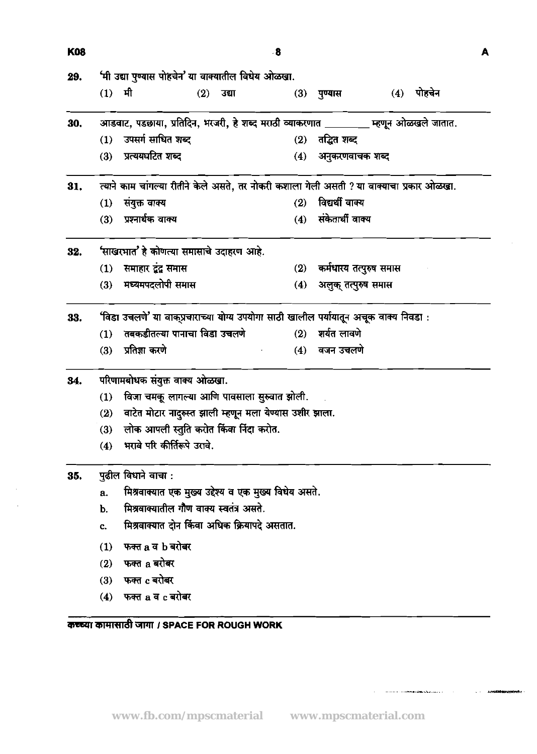29. 'मी उद्या पुण्यास पोहचेन' या वाक्यातील विधेय ओळखा.

(1) मी (2) उद्या (3) पुण्यास (4) पोहचेन

30. आडवाट, पडछाया, प्रतिदिन, भरजरी, हे शब्द मराठी व्याकरणात _________ म्हणून ओळखले जातात.

(1) उपसर्ग साधित शब्द
(2) तद्धित शब्द
(3) प्रत्ययघटित शब्द
(4) अनुकरणवाचक शब्द

31. त्याने काम चांगल्या रीतीने केले असते, तर नोकरी कशाला गेली असती ? या वाक्याचा प्रकार ओळखा.

(1) संयुक्त वाक्य
(2) विद्यर्थी वाक्य
(3) प्रश्नार्थक वाक्य
(4) संकेतार्थी वाक्य

32. 'साखरभात' हे कोणत्या समासाचे उदाहरण आहे.

(1) समाहार द्वंद्व समास
(2) कर्मधारय तत्पुरुष समास
(3) मध्यमपदलोपी समास
(4) अलुक् तत्पुरुष समास

33. 'विडा उचलणे' या वाक्प्रचाराच्या योग्य उपयोगा साठी खालील पर्यायातून अचूक वाक्य निवडा :

(1) तबकडीतल्या पानाचा विडा उचलणे
(2) शर्यत लावणे
(3) प्रतिज्ञा करणे
(4) वजन उचलणे

34. परिणामबोधक संयुक्त वाक्य ओळखा.

(1) विजा चमकू लागल्या आणि पावसाला सुरुवात झाली.
(2) वाटेत मोटार नादुरुस्त झाली म्हणून मला येण्यास उशीर झाला.
(3) लोक आपली स्तुति करोत किंवा निंदा करोत.
(4) भरावे परि कीर्तिरूपे उरावे.

35. पुढील विधाने वाचा :

a. मिश्रवाक्यात एक मुख्य उद्देश्य व एक मुख्य विधेय असते.
b. मिश्रवाक्यातील गौण वाक्य स्वतंत्र असते.
c. मिश्रवाक्यात दोन किंवा अधिक क्रियापदे असतात.

(1) फक्त a व b बरोबर
(2) फक्त a बरोबर
(3) फक्त c बरोबर
(4) फक्त a व c बरोबर

कच्च्या कामासाठी जागा / SPACE FOR ROUGH WORK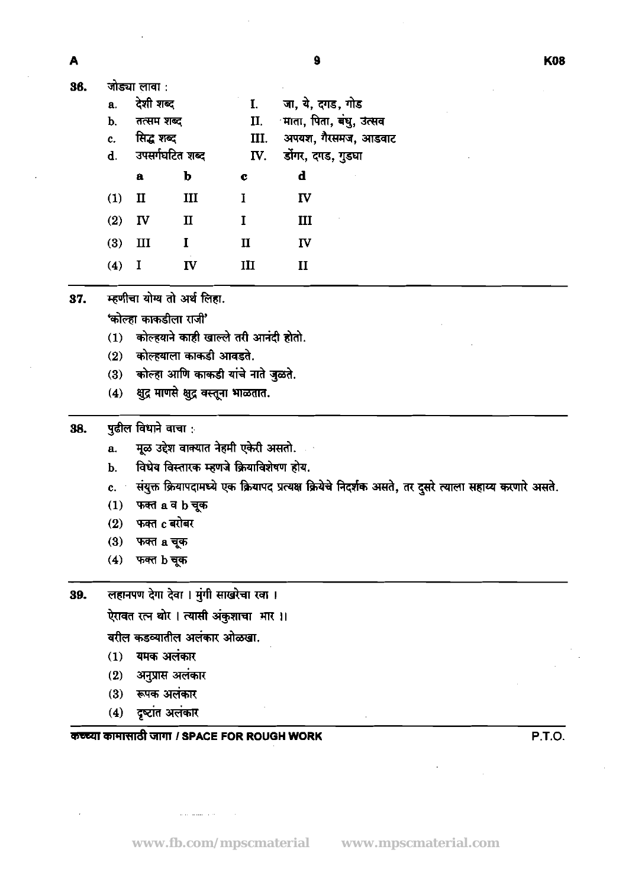36. जोड्या लावा :

| | | | |
|---|---|---|---|
| a. | देशी शब्द | I. | जा, ये, दगड, गोड |
| b. | तत्सम शब्द | II. | माता, पिता, बंधु, उत्सव |
| c. | सिद्ध शब्द | III. | अपयश, गैरसमज, आडवाट |
| d. | उपसर्गघटित शब्द | IV. | डोंगर, दगड, गुडघा |

| | a | b | c | d |
|---|---|---|---|---|
| (1) | II | III | I | IV |
| (2) | IV | II | I | III |
| (3) | III | I | II | IV |
| (4) | I | IV | III | II |

---

37. म्हणीचा योग्य तो अर्थ लिहा.

'कोल्हा काकडीला राजी'

(1) कोल्हयाने काही खाल्ले तरी आनंदी होतो.
(2) कोल्हयाला काकडी आवडते.
(3) कोल्हा आणि काकडी यांचे नाते जुळते.
(4) क्षुद्र माणसे क्षुद्र वस्तूना भाळतात.

---

38. पुढील विधाने वाचा :

a. मूळ उद्देश वाक्यात नेहमी एकेरी असतो.
b. विधेय विस्तारक म्हणजे क्रियाविशेषण होय.
c. संयुक्त क्रियापदामध्ये एक क्रियापद प्रत्यक्ष क्रियेचे निर्देशक असते, तर दुसरे त्याला सहाय्य करणारे असते.

(1) फक्त a व b चूक
(2) फक्त c बरोबर
(3) फक्त a चूक
(4) फक्त b चूक

---

39. लहानपण देगा देवा । मुंगी साखरेचा रवा ।

ऐरावत रत्न थोर । त्यासी अंकुशाचा मार ।।

वरील कडव्यातील अलंकार ओळखा.

(1) यमक अलंकार
(2) अनुप्रास अलंकार
(3) रूपक अलंकार
(4) दृष्टांत अलंकार

कच्च्या कामासाठी जागा / SPACE FOR ROUGH WORK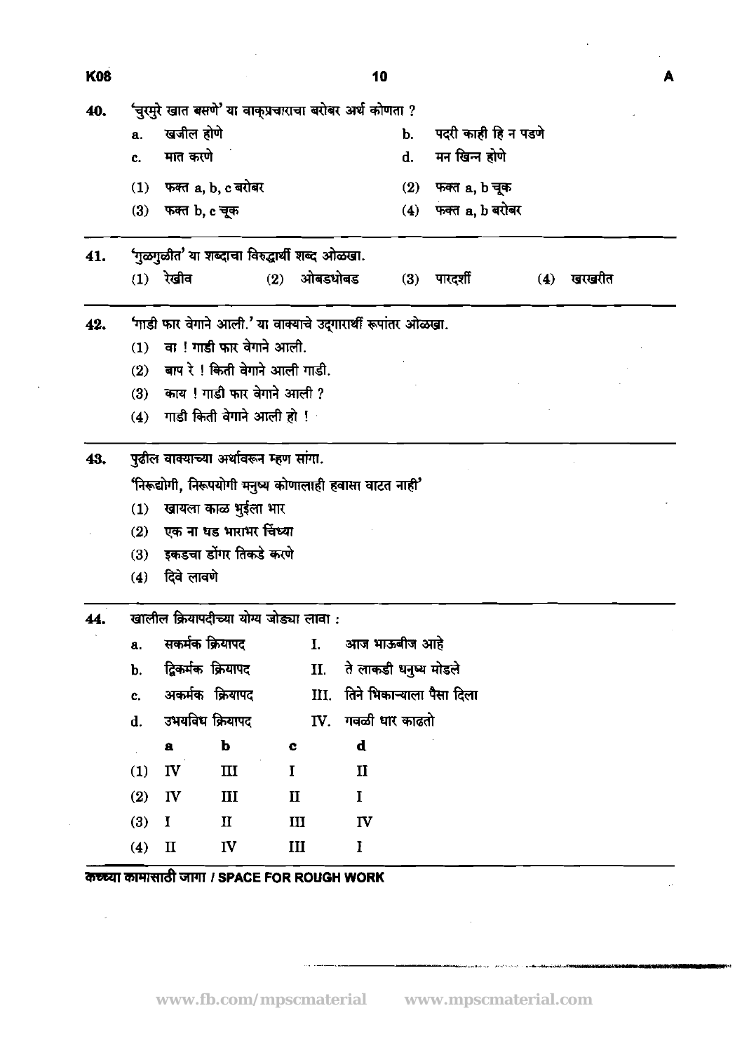40. 'चुरमुरे खात बसणे' या वाक्प्रचाराचा बरोबर अर्थ कोणता ?

a. खजील होणे
b. पदरी काही हि न पडणे
c. मात करणे
d. मन खिन्न होणे

(1) फक्त a, b, c बरोबर
(2) फक्त a, b चूक
(3) फक्त b, c चूक
(4) फक्त a, b बरोबर

---

41. 'गुळगुळीत' या शब्दाचा विरुद्धार्थी शब्द ओळखा.

(1) रेखीव
(2) ओबडधोबड
(3) पारदर्शी
(4) खरखरीत

---

42. 'गाडी फार वेगाने आली.' या वाक्याचे उद्गारार्थी रूपांतर ओळखा.

(1) वा ! गाडी फार वेगाने आली.
(2) बाप रे ! किती वेगाने आली गाडी.
(3) काय ! गाडी फार वेगाने आली ?
(4) गाडी किती वेगाने आली हो !

---

43. पुढील वाक्याच्या अर्थावरून म्हण सांगा.

'निरूद्योगी, निरूपयोगी मनुष्य कोणालाही हवासा वाटत नाही'

(1) खायला काळ भुईला भार
(2) एक ना धड भाराभर चिंध्या
(3) इकडचा डोंगर तिकडे करणे
(4) दिवे लावणे

---

44. खालील क्रियापदीच्या योग्य जोड्या लावा :

a. सकर्मक क्रियापद — I. आज भाऊबीज आहे
b. द्विकर्मक क्रियापद — II. ते लाकडी धनुष्य मोडले
c. अकर्मक क्रियापद — III. तिने भिकाऱ्याला पैसा दिला
d. उभयविध क्रियापद — IV. गवळी धार काढतो

| | a | b | c | d |
|---|---|---|---|---|
| (1) | IV | III | I | II |
| (2) | IV | III | II | I |
| (3) | I | II | III | IV |
| (4) | II | IV | III | I |

कच्च्या कामासाठी जागा / SPACE FOR ROUGH WORK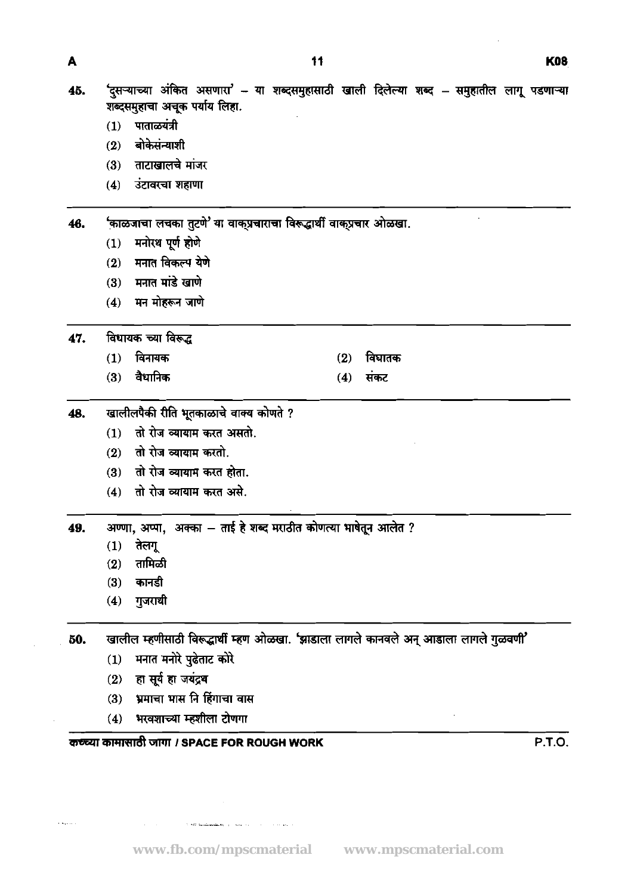45. 'दुसऱ्याच्या अंकित असणारा' – या शब्दसमुहासाठी खाली दिलेल्या शब्द – समुहातील लागू पडणाऱ्या शब्दसमुहाचा अचूक पर्याय लिहा.

(1) पाताळयंत्री
(2) बोकेसंन्याशी
(3) ताटाखालचे मांजर
(4) उंटावरचा शहाणा

---

46. 'काळजाचा लचका तुटणे' या वाक्प्रचाराचा विरूद्धार्थी वाक्प्रचार ओळखा.

(1) मनोरथ पूर्ण होणे
(2) मनात विकल्प येणे
(3) मनात मांडे खाणे
(4) मन मोहरून जाणे

---

47. विधायक च्या विरूद्ध

(1) विनायक
(2) विघातक
(3) वैधानिक
(4) संकट

---

48. खालीलपैकी रीति भूतकाळाचे वाक्य कोणते ?

(1) तो रोज व्यायाम करत असतो.
(2) तो रोज व्यायाम करतो.
(3) तो रोज व्यायाम करत होता.
(4) तो रोज व्यायाम करत असे.

---

49. अण्णा, अप्पा, अक्का – ताई हे शब्द मराठीत कोणत्या भाषेतून आलेत ?

(1) तेलगू
(2) तामिळी
(3) कानडी
(4) गुजराथी

---

50. खालील म्हणीसाठी विरूद्धार्थी म्हण ओळखा. 'झाडाला लागले कानवले अन् आडाला लागले गुळवणी'

(1) मनात मनोरे पुढेताट कोरे
(2) हा सूर्य हा जयंद्रथ
(3) भ्रमाचा भास नि हिंगाचा वास
(4) भरवशाच्या म्हशीला टोणगा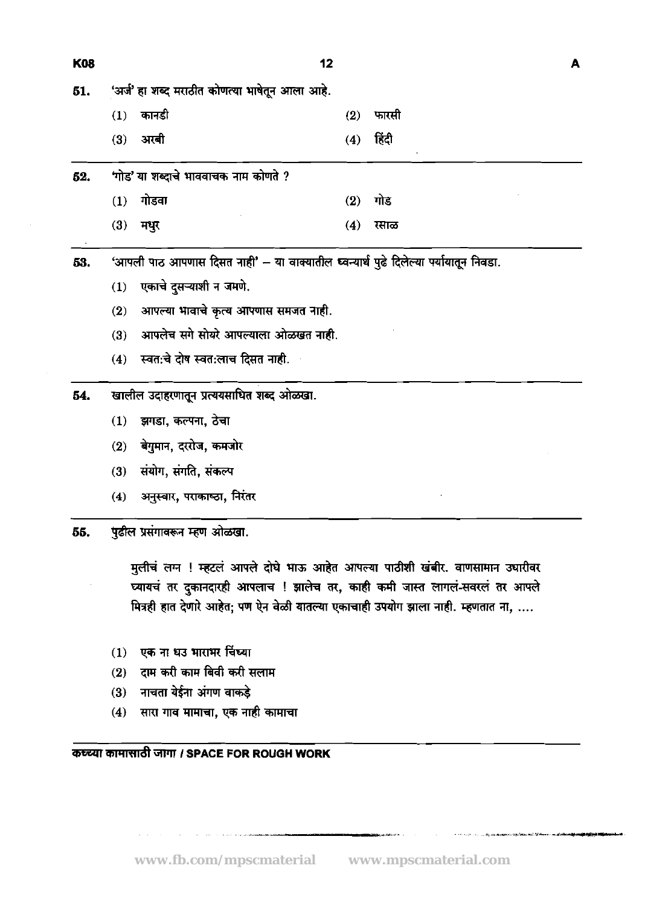51. 'अर्ज' हा शब्द मराठीत कोणत्या भाषेतून आला आहे.

(1) कानडी
(2) फारसी
(3) अरबी
(4) हिंदी

52. 'गोड' या शब्दाचे भाववाचक नाम कोणते ?

(1) गोडवा
(2) गोड
(3) मधुर
(4) रसाळ

53. 'आपली पाठ आपणास दिसत नाही' – या वाक्यातील ध्वन्यार्थ पुढे दिलेल्या पर्यायातून निवडा.

(1) एकाचे दुसऱ्याशी न जमणे.
(2) आपल्या भावाचे कृत्य आपणास समजत नाही.
(3) आपलेच सगे सोयरे आपल्याला ओळखत नाही.
(4) स्वतःचे दोष स्वतःलाच दिसत नाही.

54. खालील उदाहरणातून प्रत्ययसाधित शब्द ओळखा.

(1) झगडा, कल्पना, ठेचा
(2) बेगुमान, दररोज, कमजोर
(3) संयोग, संगति, संकल्प
(4) अनुस्वार, पराकाष्ठा, निरंतर

55. पुढील प्रसंगावरून म्हण ओळखा.

मुलीचं लग्न ! म्हटलं आपले दोघे भाऊ आहेत आपल्या पाठीशी खंबीर. वाणसामान उधारीवर घ्यायचं तर दुकानदारही आपलाच ! झालेच तर, काही कमी जास्त लागलं-सवरलं तर आपले मित्रही हात देणारे आहेत; पण ऐन वेळी यातल्या एकाचाही उपयोग झाला नाही. म्हणतात ना, ....

(1) एक ना धड भाराभर चिंध्या
(2) दाम करी काम बिवी करी सलाम
(3) नाचता येईना अंगण वाकडे
(4) सारा गाव मामाचा, एक नाही कामाचा

कच्च्या कामासाठी जागा / SPACE FOR ROUGH WORK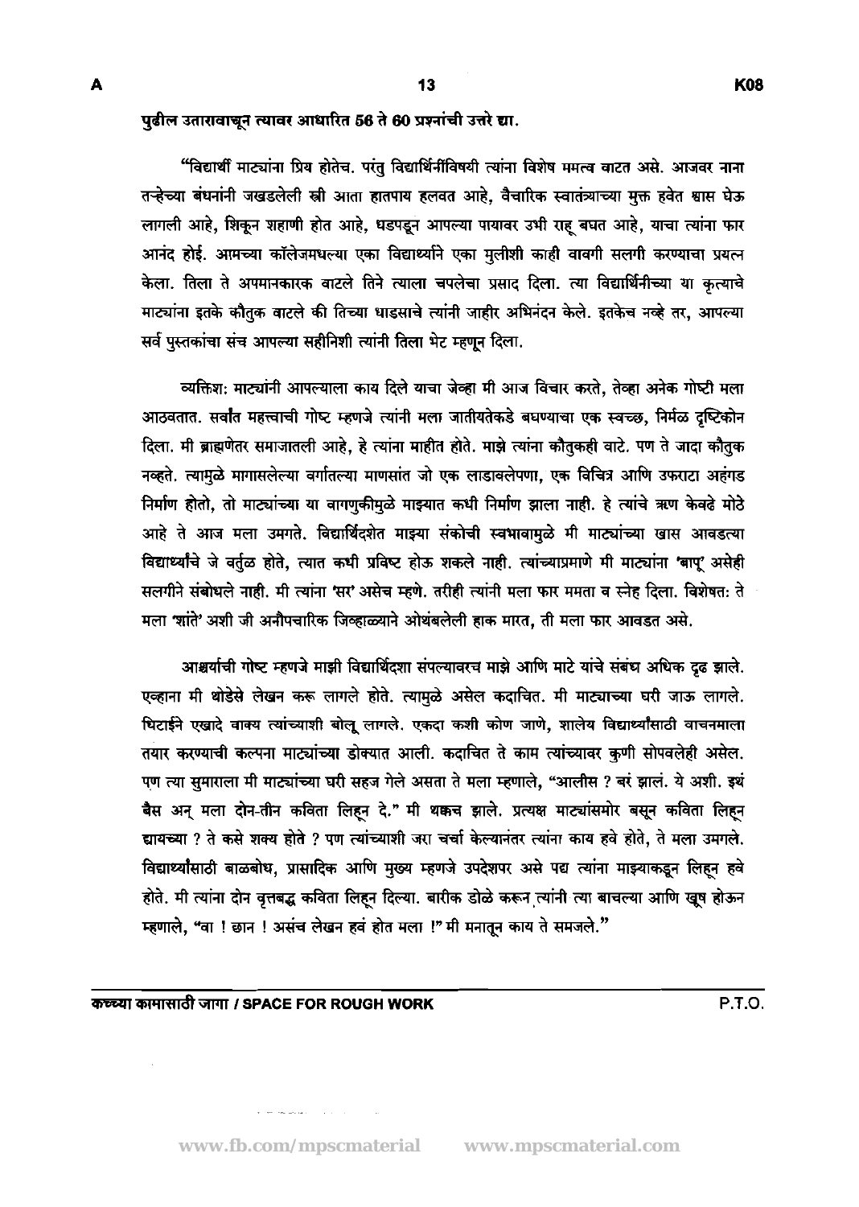**पुढील उतारावाचून त्यावर आधारित 56 ते 60 प्रश्नांची उत्तरे द्या.**

"विद्यार्थी माट्यांना प्रिय होतेच. परंतु विद्यार्थिनींविषयी त्यांना विशेष ममत्व वाटत असे. आजवर नाना तऱ्हेच्या बंधनांनी जखडलेली स्त्री आता हातपाय हलवत आहे, वैचारिक स्वातंत्र्याच्या मुक्त हवेत श्वास घेऊ लागली आहे, शिकून शहाणी होत आहे, धडपडून आपल्या पायावर उभी राहू बघत आहे, याचा त्यांना फार आनंद होई. आमच्या कॉलेजमधल्या एका विद्यार्थ्याने एका मुलीशी काही वावगी सलगी करण्याचा प्रयत्न केला. तिला ते अपमानकारक वाटले तिने त्याला चपलेचा प्रसाद दिला. त्या विद्यार्थिनीच्या या कृत्याचे माट्यांना इतके कौतुक वाटले की तिच्या धाडसाचे त्यांनी जाहीर अभिनंदन केले. इतकेच नव्हे तर, आपल्या सर्व पुस्तकांचा संच आपल्या सहीनिशी त्यांनी तिला भेट म्हणून दिला.

व्यक्तिशः माट्यांनी आपल्याला काय दिले याचा जेव्हा मी आज विचार करते, तेव्हा अनेक गोष्टी मला आठवतात. सर्वांत महत्त्वाची गोष्ट म्हणजे त्यांनी मला जातीयतेकडे बघण्याचा एक स्वच्छ, निर्मळ दृष्टिकोन दिला. मी ब्राह्मणेतर समाजातली आहे, हे त्यांना माहीत होते. माझे त्यांना कौतुकही वाटे. पण ते जादा कौतुक नव्हते. त्यामुळे मागासलेल्या वर्गातल्या माणसांत जो एक लाडावलेपणा, एक विचित्र आणि उफराटा अहंगड निर्माण होतो, तो माट्यांच्या या वागणुकीमुळे माझ्यात कधी निर्माण झाला नाही. हे त्यांचे ऋण केवढे मोठे आहे ते आज मला उमगते. विद्यार्थिदशेत माझ्या संकोची स्वभावामुळे मी माट्यांच्या खास आवडत्या विद्यार्थ्यांचे जे वर्तुळ होते, त्यात कधी प्रविष्ट होऊ शकले नाही. त्यांच्याप्रमाणे मी माट्यांना 'बापू' असेही सलगीने संबोधले नाही. मी त्यांना 'सर' असेच म्हणे. तरीही त्यांनी मला फार ममता व स्नेह दिला. विशेषतः ते मला 'शांते' अशी जी अनौपचारिक जिव्हाळ्याने ओथंबलेली हाक मारत, ती मला फार आवडत असे.

आश्चर्याची गोष्ट म्हणजे माझी विद्यार्थिदशा संपल्यावरच माझे आणि माटे यांचे संबंध अधिक दृढ झाले. एव्हाना मी थोडेसे लेखन करू लागले होते. त्यामुळे असेल कदाचित. मी माट्यांच्या घरी जाऊ लागले. धिटाईने एखादे वाक्य त्यांच्याशी बोलू लागले. एकदा कशी कोण जाणे, शालेय विद्यार्थ्यांसाठी वाचनमाला तयार करण्याची कल्पना माट्यांच्या डोक्यात आली. कदाचित ते काम त्यांच्यावर कुणी सोपवलेही असेल. पण त्या सुमाराला मी माट्यांच्या घरी सहज गेले असता ते मला म्हणाले, "आलीस ? बरं झालं. ये अशी. इथं बैस अन् मला दोन-तीन कविता लिहून दे." मी थक्कच झाले. प्रत्यक्ष माट्यांसमोर बसून कविता लिहून द्यायच्या ? ते कसे शक्य होते ? पण त्यांच्याशी जरा चर्चा केल्यानंतर त्यांना काय हवे होते, ते मला उमगले. विद्यार्थ्यांसाठी बाळबोध, प्रासादिक आणि मुख्य म्हणजे उपदेशपर असे पद्य त्यांना माझ्याकडून लिहून हवे होते. मी त्यांना दोन वृत्तबद्ध कविता लिहून दिल्या. बारीक डोळे करून त्यांनी त्या वाचल्या आणि खूष होऊन म्हणाले, "वा ! छान ! असंच लेखन हवं होत मला !" मी मनातून काय ते समजले."

**कच्च्या कामासाठी जागा / SPACE FOR ROUGH WORK**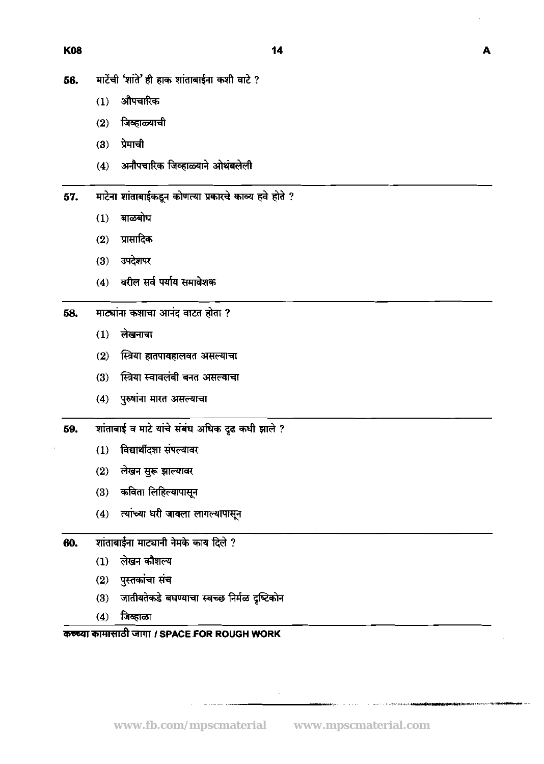56. माटेंची 'शांते' ही हाक शांताबाईना कशी वाटे ?

(1) औपचारिक

(2) जिव्हाळ्याची

(3) प्रेमाची

(4) अनौपचारिक जिव्हाळ्याने ओथंबलेली

57. माटेना शांताबाईकडून कोणत्या प्रकारचे काव्य हवे होते ?

(1) बाळबोध

(2) प्रासादिक

(3) उपदेशपर

(4) वरील सर्व पर्याय समावेशक

58. माट्यांना कशाचा आनंद वाटत होता ?

(1) लेखनाचा

(2) स्त्रिया हातपायहालवत असल्याचा

(3) स्त्रिया स्वावलंबी बनत असल्याचा

(4) पुरुषांना मारत असल्याचा

59. शांताबाई व माटे यांचे संबंध अधिक दृढ कधी झाले ?

(1) विद्यार्थीदशा संपल्यावर

(2) लेखन सुरू झाल्यावर

(3) कविता लिहिल्यापासून

(4) त्यांच्या घरी जायला लागल्यापासून

60. शांताबाईना माट्यानी नेमके काय दिले ?

(1) लेखन कौशल्य

(2) पुस्तकांचा संच

(3) जातीयतेकडे बघण्याचा स्वच्छ निर्मळ दृष्टिकोन

(4) जिव्हाळा

कच्च्या कामासाठी जागा / SPACE FOR ROUGH WORK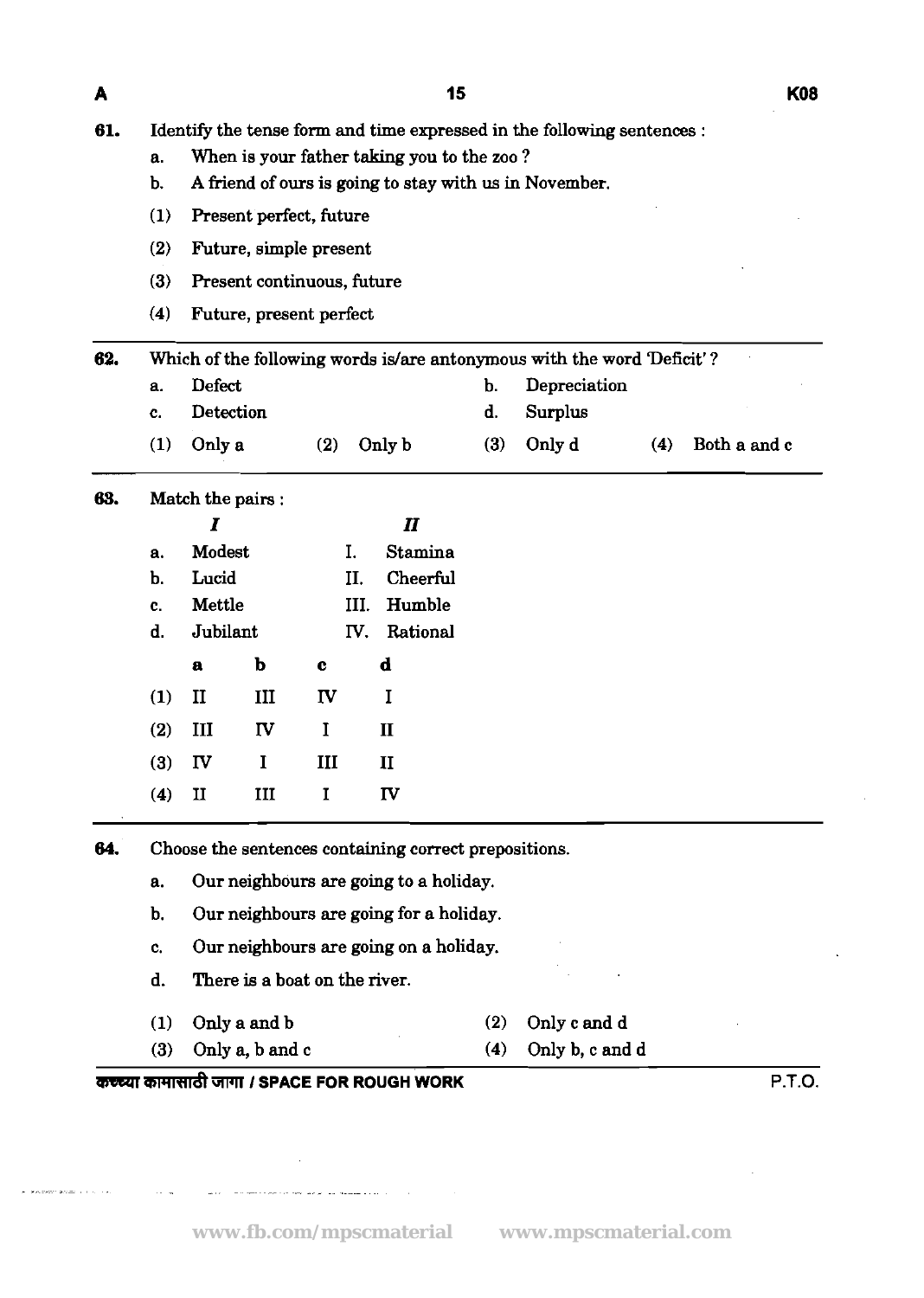61. Identify the tense form and time expressed in the following sentences :

a. When is your father taking you to the zoo ?

b. A friend of ours is going to stay with us in November.

(1) Present perfect, future

(2) Future, simple present

(3) Present continuous, future

(4) Future, present perfect

62. Which of the following words is/are antonymous with the word 'Deficit' ?

a. Defect

b. Depreciation

c. Detection

d. Surplus

(1) Only a (2) Only b (3) Only d (4) Both a and c

63. Match the pairs :

| | *I* | | *II* |
|---|---|---|---|
| a. | Modest | I. | Stamina |
| b. | Lucid | II. | Cheerful |
| c. | Mettle | III. | Humble |
| d. | Jubilant | IV. | Rational |

| | a | b | c | d |
|---|---|---|---|---|
| (1) | II | III | IV | I |
| (2) | III | IV | I | II |
| (3) | IV | I | III | II |
| (4) | II | III | I | IV |

64. Choose the sentences containing correct prepositions.

a. Our neighbours are going to a holiday.

b. Our neighbours are going for a holiday.

c. Our neighbours are going on a holiday.

d. There is a boat on the river.

(1) Only a and b (2) Only c and d

(3) Only a, b and c (4) Only b, c and d

कच्च्या कामासाठी जागा / SPACE FOR ROUGH WORK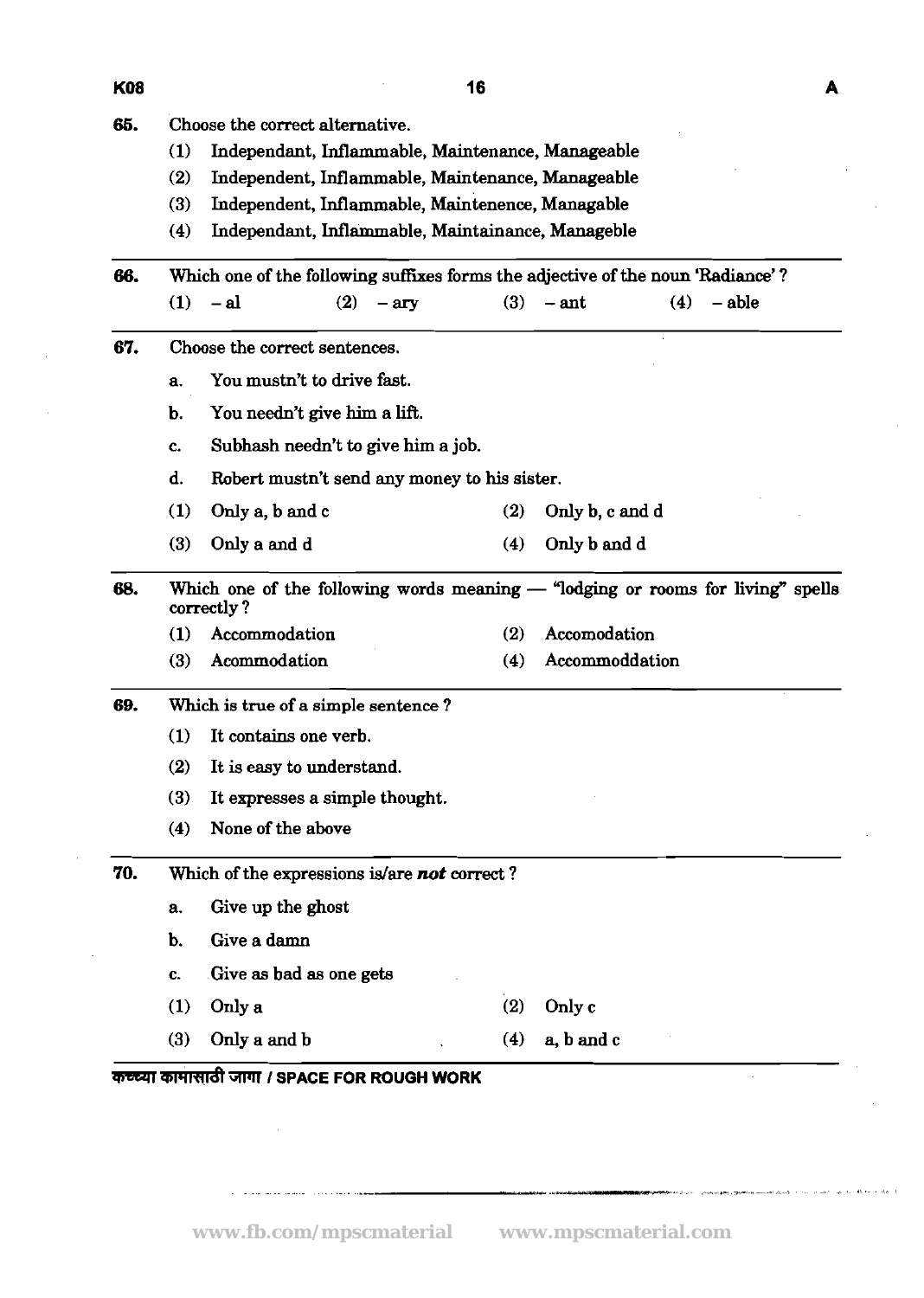65. Choose the correct alternative.

(1) Independant, Inflammable, Maintenance, Manageable

(2) Independent, Inflammable, Maintenance, Manageable

(3) Independent, Inflammable, Maintenence, Managable

(4) Independant, Inflammable, Maintainance, Manageble

66. Which one of the following suffixes forms the adjective of the noun 'Radiance'?

(1) – al (2) – ary (3) – ant (4) – able

67. Choose the correct sentences.

a. You mustn't to drive fast.

b. You needn't give him a lift.

c. Subhash needn't to give him a job.

d. Robert mustn't send any money to his sister.

(1) Only a, b and c (2) Only b, c and d

(3) Only a and d (4) Only b and d

68. Which one of the following words meaning — "lodging or rooms for living" spells correctly?

(1) Accommodation (2) Accomodation

(3) Acommodation (4) Accommoddation

69. Which is true of a simple sentence?

(1) It contains one verb.

(2) It is easy to understand.

(3) It expresses a simple thought.

(4) None of the above

70. Which of the expressions is/are ***not*** correct?

a. Give up the ghost

b. Give a damn

c. Give as bad as one gets

(1) Only a (2) Only c

(3) Only a and b (4) a, b and c

कच्च्या कामासाठी जागा / SPACE FOR ROUGH WORK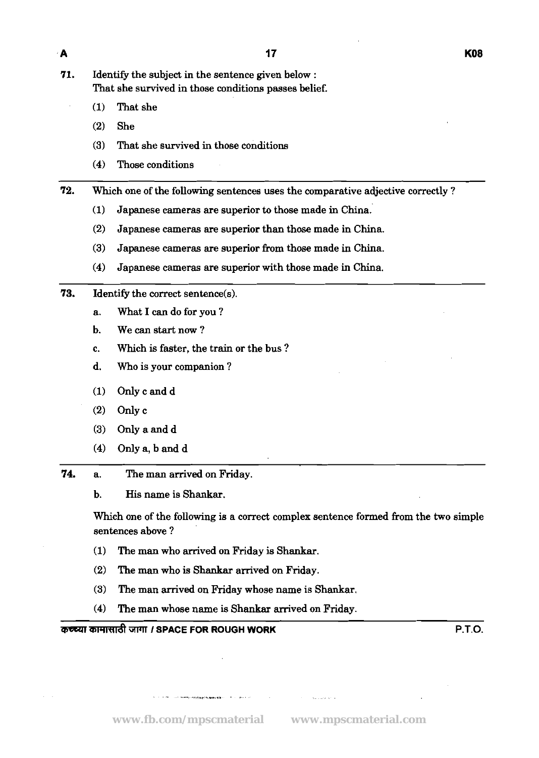71. Identify the subject in the sentence given below :
That she survived in those conditions passes belief.

    (1) That she
    (2) She
    (3) That she survived in those conditions
    (4) Those conditions

72. Which one of the following sentences uses the comparative adjective correctly ?

    (1) Japanese cameras are superior to those made in China.
    (2) Japanese cameras are superior than those made in China.
    (3) Japanese cameras are superior from those made in China.
    (4) Japanese cameras are superior with those made in China.

73. Identify the correct sentence(s).

    a. What I can do for you ?
    b. We can start now ?
    c. Which is faster, the train or the bus ?
    d. Who is your companion ?

    (1) Only c and d
    (2) Only c
    (3) Only a and d
    (4) Only a, b and d

74. a. The man arrived on Friday.
    b. His name is Shankar.

    Which one of the following is a correct complex sentence formed from the two simple sentences above ?

    (1) The man who arrived on Friday is Shankar.
    (2) The man who is Shankar arrived on Friday.
    (3) The man arrived on Friday whose name is Shankar.
    (4) The man whose name is Shankar arrived on Friday.

कच्च्या कामासाठी जागा / SPACE FOR ROUGH WORK

P.T.O.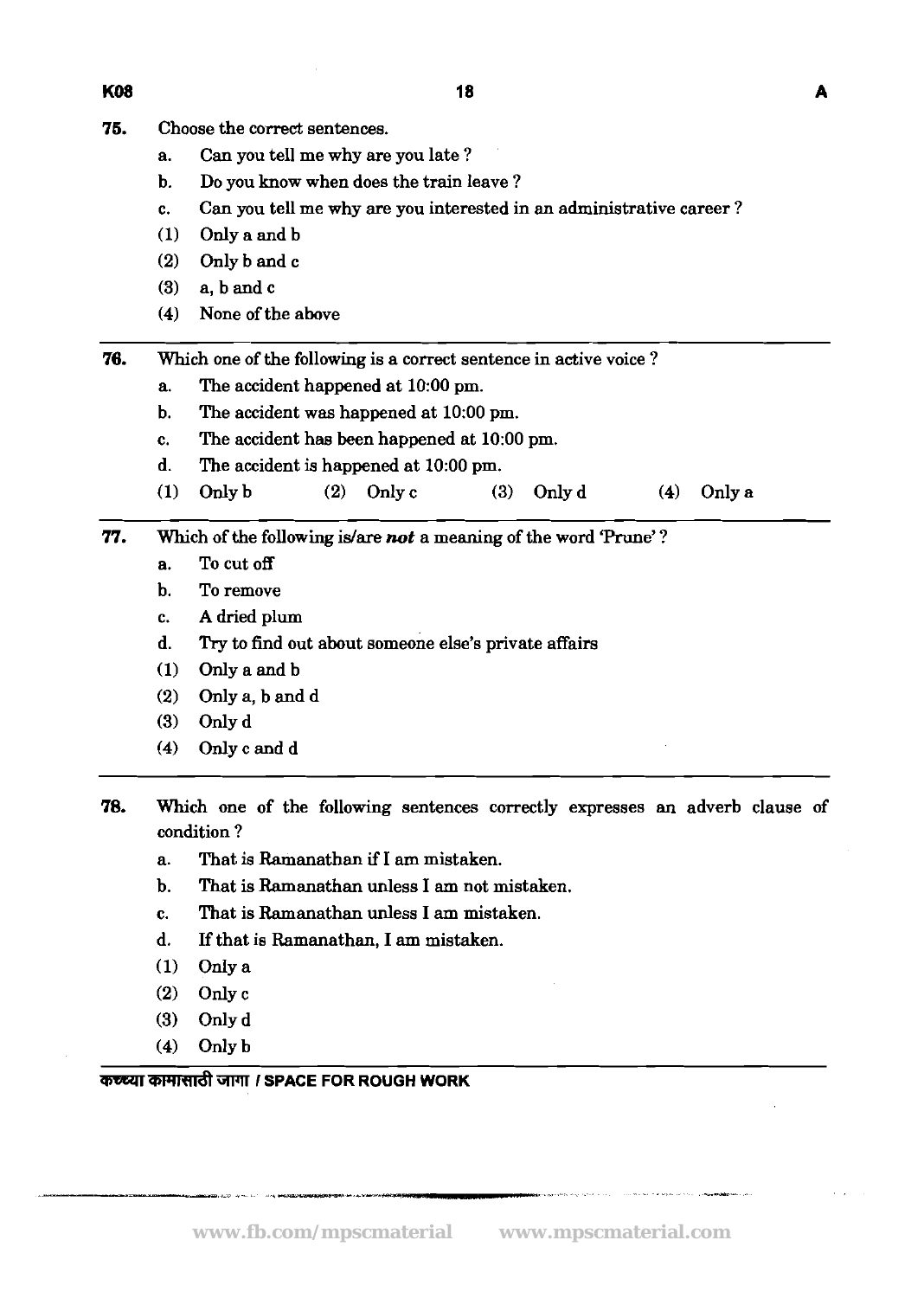75. Choose the correct sentences.

a. Can you tell me why are you late ?

b. Do you know when does the train leave ?

c. Can you tell me why are you interested in an administrative career ?

(1) Only a and b

(2) Only b and c

(3) a, b and c

(4) None of the above

---

76. Which one of the following is a correct sentence in active voice ?

a. The accident happened at 10:00 pm.

b. The accident was happened at 10:00 pm.

c. The accident has been happened at 10:00 pm.

d. The accident is happened at 10:00 pm.

(1) Only b (2) Only c (3) Only d (4) Only a

---

77. Which of the following is/are ***not*** a meaning of the word 'Prune' ?

a. To cut off

b. To remove

c. A dried plum

d. Try to find out about someone else's private affairs

(1) Only a and b

(2) Only a, b and d

(3) Only d

(4) Only c and d

---

78. Which one of the following sentences correctly expresses an adverb clause of condition ?

a. That is Ramanathan if I am mistaken.

b. That is Ramanathan unless I am not mistaken.

c. That is Ramanathan unless I am mistaken.

d. If that is Ramanathan, I am mistaken.

(1) Only a

(2) Only c

(3) Only d

(4) Only b

कच्च्या कामासाठी जागा / SPACE FOR ROUGH WORK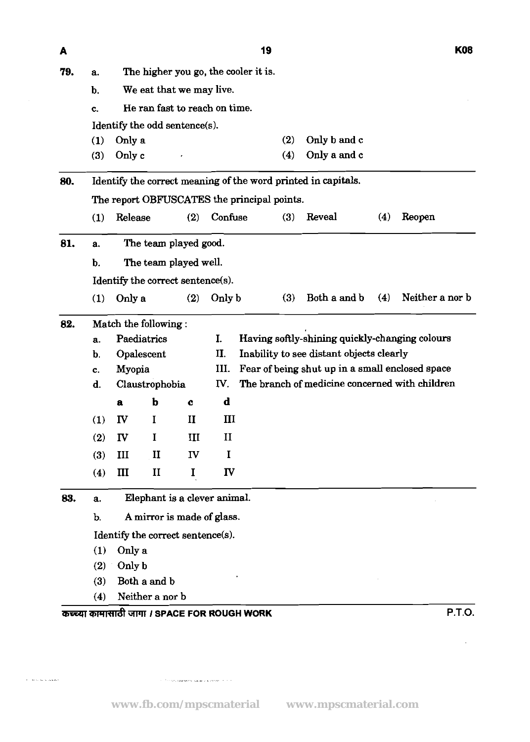**79.** a. The higher you go, the cooler it is.

b. We eat that we may live.

c. He ran fast to reach on time.

Identify the odd sentence(s).

(1) Only a
(2) Only b and c
(3) Only c
(4) Only a and c

---

**80.** Identify the correct meaning of the word printed in capitals.

The report OBFUSCATES the principal points.

(1) Release
(2) Confuse
(3) Reveal
(4) Reopen

---

**81.** a. The team played good.

b. The team played well.

Identify the correct sentence(s).

(1) Only a
(2) Only b
(3) Both a and b
(4) Neither a nor b

---

**82.** Match the following :

a. Paediatrics — I. Having softly-shining quickly-changing colours

b. Opalescent — II. Inability to see distant objects clearly

c. Myopia — III. Fear of being shut up in a small enclosed space

d. Claustrophobia — IV. The branch of medicine concerned with children

| | a | b | c | d |
|---|---|---|---|---|
| (1) | IV | I | II | III |
| (2) | IV | I | III | II |
| (3) | III | II | IV | I |
| (4) | III | II | I | IV |

---

**83.** a. Elephant is a clever animal.

b. A mirror is made of glass.

Identify the correct sentence(s).

(1) Only a
(2) Only b
(3) Both a and b
(4) Neither a nor b

कच्च्या कामासाठी जागा / SPACE FOR ROUGH WORK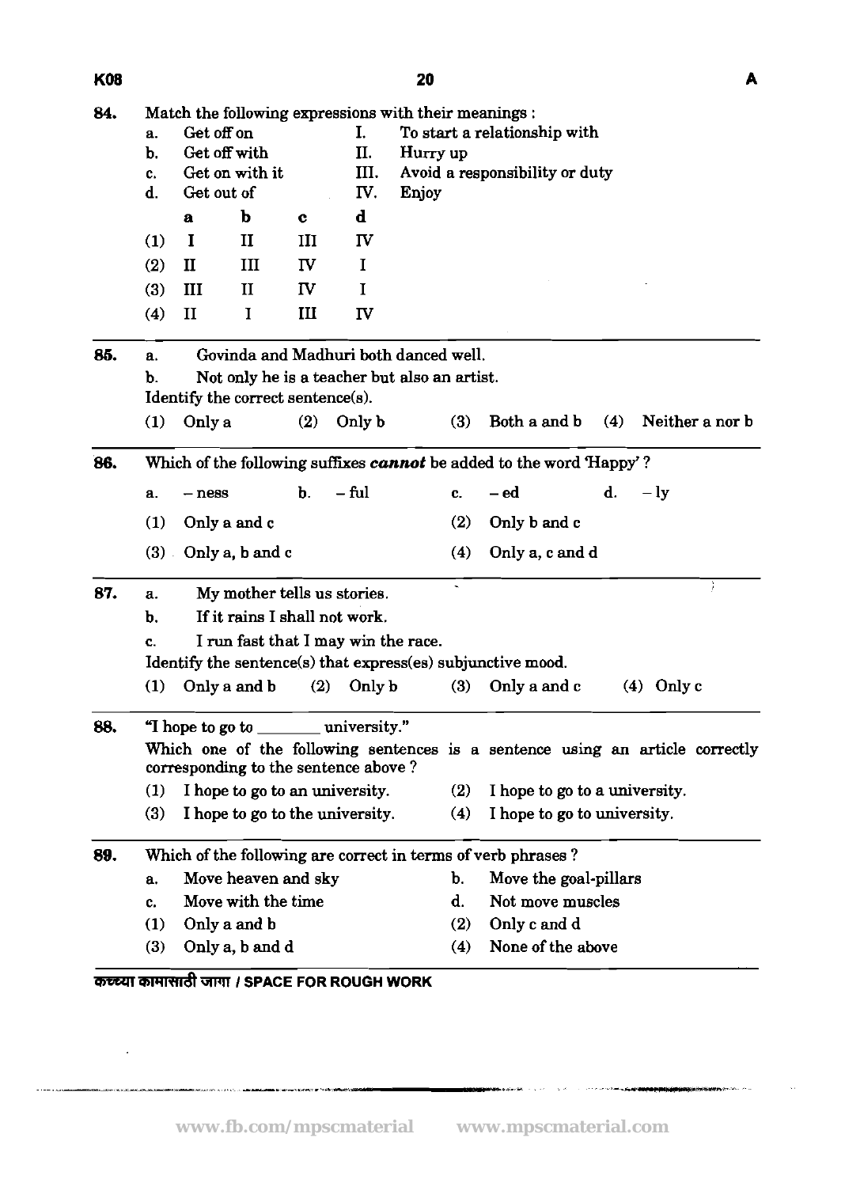84. Match the following expressions with their meanings :

a. Get off on — I. To start a relationship with
b. Get off with — II. Hurry up
c. Get on with it — III. Avoid a responsibility or duty
d. Get out of — IV. Enjoy

| | a | b | c | d |
|---|---|---|---|---|
| (1) | I | II | III | IV |
| (2) | II | III | IV | I |
| (3) | III | II | IV | I |
| (4) | II | I | III | IV |

85. a. Govinda and Madhuri both danced well.
b. Not only he is a teacher but also an artist.

Identify the correct sentence(s).

(1) Only a (2) Only b (3) Both a and b (4) Neither a nor b

86. Which of the following suffixes ***cannot*** be added to the word 'Happy' ?

a. – ness b. – ful c. – ed d. – ly

(1) Only a and c (2) Only b and c
(3) Only a, b and c (4) Only a, c and d

87. a. My mother tells us stories.
b. If it rains I shall not work.
c. I run fast that I may win the race.

Identify the sentence(s) that express(es) subjunctive mood.

(1) Only a and b (2) Only b (3) Only a and c (4) Only c

88. "I hope to go to ________ university."

Which one of the following sentences is a sentence using an article correctly corresponding to the sentence above ?

(1) I hope to go to an university. (2) I hope to go to a university.
(3) I hope to go to the university. (4) I hope to go to university.

89. Which of the following are correct in terms of verb phrases ?

a. Move heaven and sky b. Move the goal-pillars
c. Move with the time d. Not move muscles

(1) Only a and b (2) Only c and d
(3) Only a, b and d (4) None of the above

कच्च्या कामासाठी जागा / SPACE FOR ROUGH WORK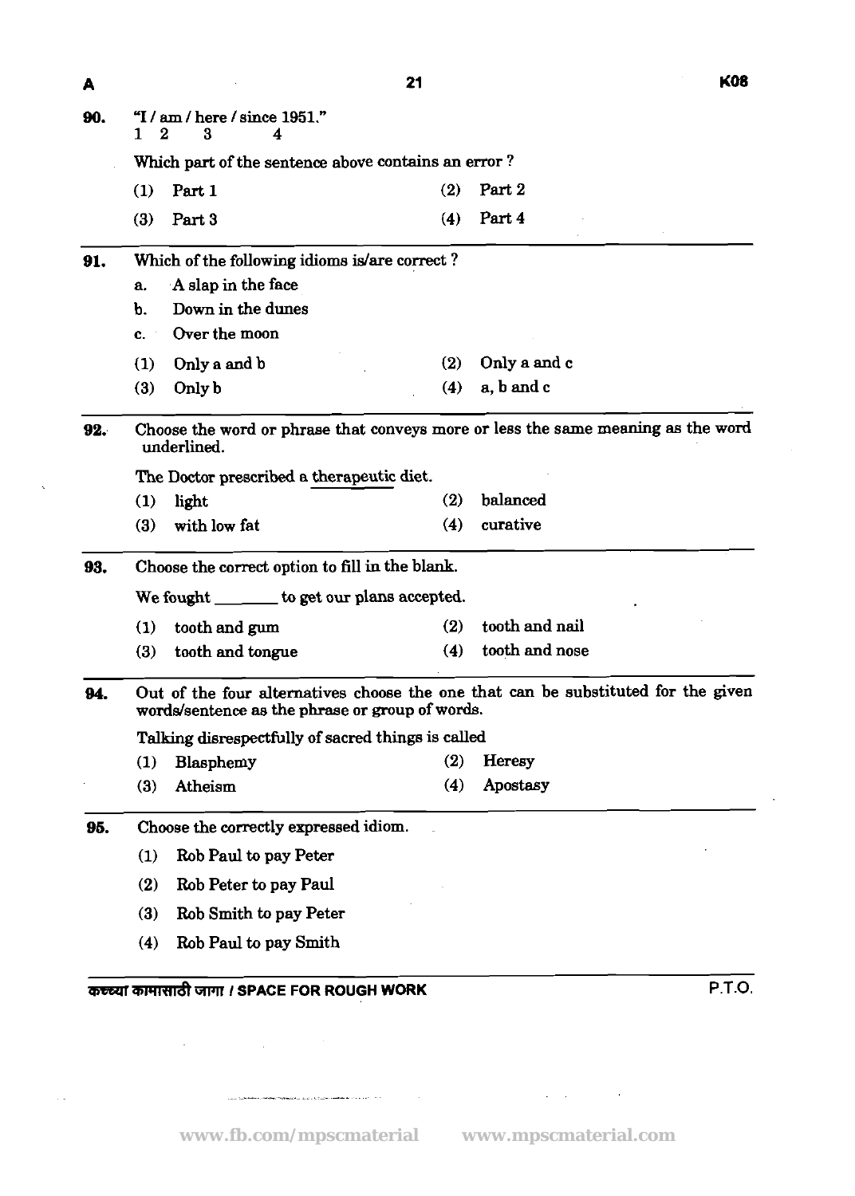**90.** "I / am / here / since 1951."
1 2 3 4

Which part of the sentence above contains an error ?

(1) Part 1 (2) Part 2

(3) Part 3 (4) Part 4

---

**91.** Which of the following idioms is/are correct ?

a. A slap in the face

b. Down in the dunes

c. Over the moon

(1) Only a and b (2) Only a and c

(3) Only b (4) a, b and c

---

**92.** Choose the word or phrase that conveys more or less the same meaning as the word underlined.

The Doctor prescribed a <u>therapeutic</u> diet.

(1) light (2) balanced

(3) with low fat (4) curative

---

**93.** Choose the correct option to fill in the blank.

We fought _______ to get our plans accepted.

(1) tooth and gum (2) tooth and nail

(3) tooth and tongue (4) tooth and nose

---

**94.** Out of the four alternatives choose the one that can be substituted for the given words/sentence as the phrase or group of words.

Talking disrespectfully of sacred things is called

(1) Blasphemy (2) Heresy

(3) Atheism (4) Apostasy

---

**95.** Choose the correctly expressed idiom.

(1) Rob Paul to pay Peter

(2) Rob Peter to pay Paul

(3) Rob Smith to pay Peter

(4) Rob Paul to pay Smith

कच्च्या कामासाठी जागा / SPACE FOR ROUGH WORK

P.T.O.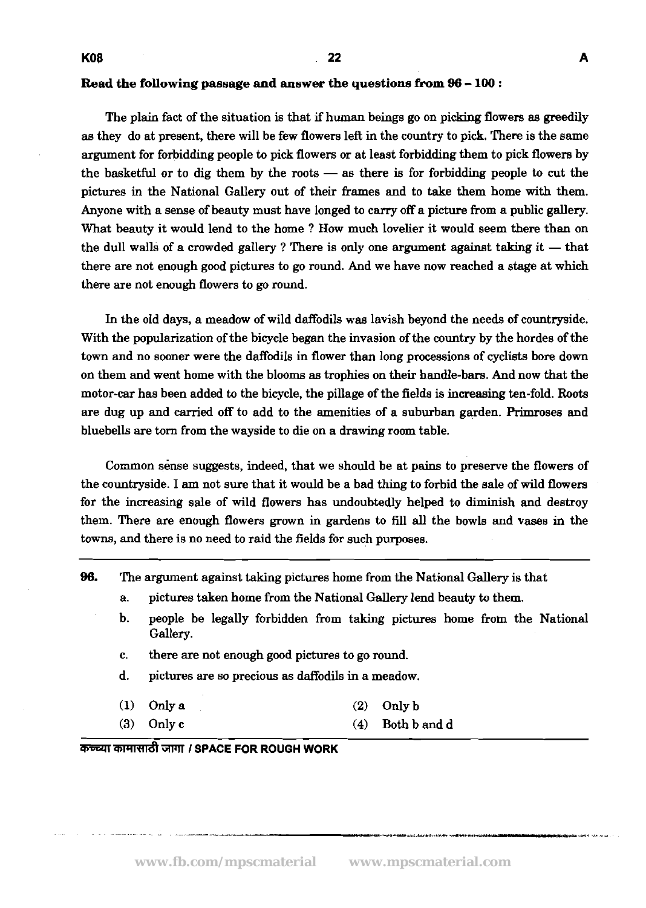**Read the following passage and answer the questions from 96 – 100 :**

The plain fact of the situation is that if human beings go on picking flowers as greedily as they do at present, there will be few flowers left in the country to pick. There is the same argument for forbidding people to pick flowers or at least forbidding them to pick flowers by the basketful or to dig them by the roots — as there is for forbidding people to cut the pictures in the National Gallery out of their frames and to take them home with them. Anyone with a sense of beauty must have longed to carry off a picture from a public gallery. What beauty it would lend to the home ? How much lovelier it would seem there than on the dull walls of a crowded gallery ? There is only one argument against taking it — that there are not enough good pictures to go round. And we have now reached a stage at which there are not enough flowers to go round.

In the old days, a meadow of wild daffodils was lavish beyond the needs of countryside. With the popularization of the bicycle began the invasion of the country by the hordes of the town and no sooner were the daffodils in flower than long processions of cyclists bore down on them and went home with the blooms as trophies on their handle-bars. And now that the motor-car has been added to the bicycle, the pillage of the fields is increasing ten-fold. Roots are dug up and carried off to add to the amenities of a suburban garden. Primroses and bluebells are torn from the wayside to die on a drawing room table.

Common sense suggests, indeed, that we should be at pains to preserve the flowers of the countryside. I am not sure that it would be a bad thing to forbid the sale of wild flowers for the increasing sale of wild flowers has undoubtedly helped to diminish and destroy them. There are enough flowers grown in gardens to fill all the bowls and vases in the towns, and there is no need to raid the fields for such purposes.

**96.** The argument against taking pictures home from the National Gallery is that

a. pictures taken home from the National Gallery lend beauty to them.

b. people be legally forbidden from taking pictures home from the National Gallery.

c. there are not enough good pictures to go round.

d. pictures are so precious as daffodils in a meadow.

(1) Only a (2) Only b

(3) Only c (4) Both b and d

कच्च्या कामासाठी जागा / SPACE FOR ROUGH WORK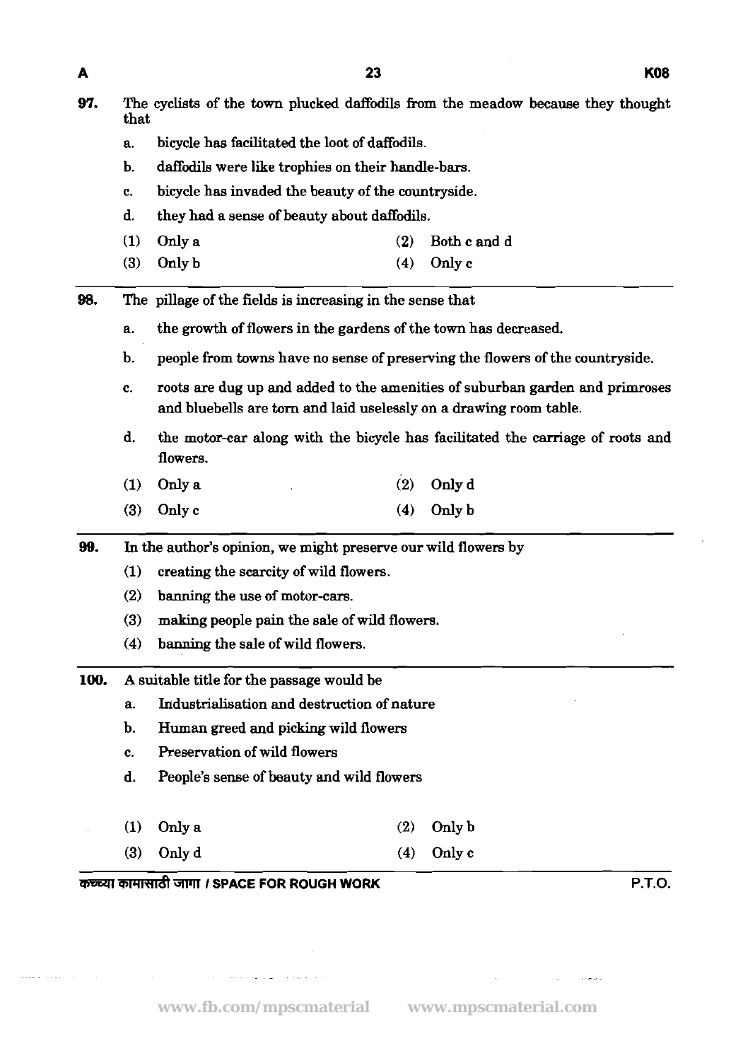97. The cyclists of the town plucked daffodils from the meadow because they thought that

   a. bicycle has facilitated the loot of daffodils.
   b. daffodils were like trophies on their handle-bars.
   c. bicycle has invaded the beauty of the countryside.
   d. they had a sense of beauty about daffodils.

   (1) Only a  (2) Both c and d
   (3) Only b  (4) Only c

98. The pillage of the fields is increasing in the sense that

   a. the growth of flowers in the gardens of the town has decreased.
   b. people from towns have no sense of preserving the flowers of the countryside.
   c. roots are dug up and added to the amenities of suburban garden and primroses and bluebells are torn and laid uselessly on a drawing room table.
   d. the motor-car along with the bicycle has facilitated the carriage of roots and flowers.

   (1) Only a  (2) Only d
   (3) Only c  (4) Only b

99. In the author's opinion, we might preserve our wild flowers by

   (1) creating the scarcity of wild flowers.
   (2) banning the use of motor-cars.
   (3) making people pain the sale of wild flowers.
   (4) banning the sale of wild flowers.

100. A suitable title for the passage would be

   a. Industrialisation and destruction of nature
   b. Human greed and picking wild flowers
   c. Preservation of wild flowers
   d. People's sense of beauty and wild flowers

   (1) Only a  (2) Only b
   (3) Only d  (4) Only c

कच्च्या कामासाठी जागा / SPACE FOR ROUGH WORK

P.T.O.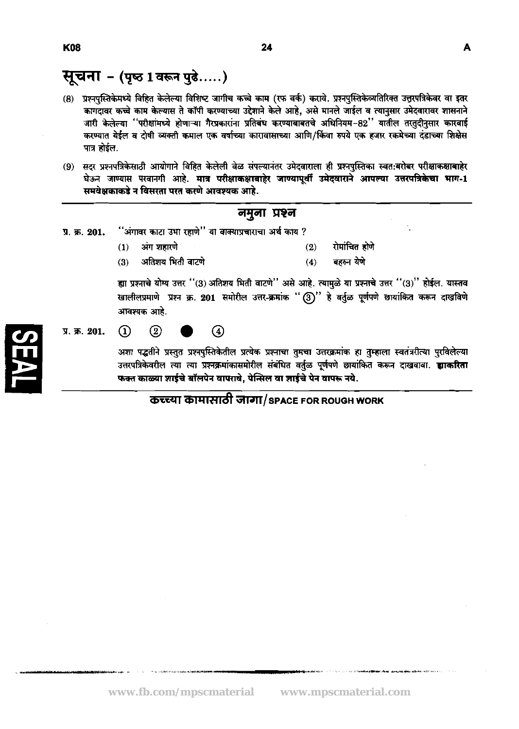## सूचना – (पृष्ठ 1 वरून पुढे.....)

(8) प्रश्नपुस्तिकेमध्ये विहित केलेल्या विशिष्ट जागीच कच्चे काम (रफ वर्क) करावे. प्रश्नपुस्तिकेव्यतिरिक्त उत्तरपत्रिकेवर वा इतर कागदावर कच्चे काम केल्यास ते कॉपी करण्याच्या उद्देशाने केले आहे, असे मानले जाईल व त्यानुसार उमेदवारावर शासनाने जारी केलेल्या "परीक्षांमध्ये होणाऱ्या गैरप्रकारांना प्रतिबंध करण्याबाबतचे अधिनियम-82" यातील तरतुदीनुसार कारवाई करण्यात येईल व दोषी व्यक्ती कमाल एक वर्षाच्या कारावासाच्या आणि/किंवा रुपये एक हजार रकमेच्या दंडाच्या शिक्षेस पात्र होईल.

(9) सदर प्रश्नपत्रिकेसाठी आयोगाने विहित केलेली वेळ संपल्यानंतर उमेदवाराला ही प्रश्नपुस्तिका स्वत:बरोबर परीक्षाकक्षाबाहेर घेऊन जाण्यास परवानगी आहे. **मात्र परीक्षाकक्षाबाहेर जाण्यापूर्वी उमेदवाराने आपल्या उत्तरपत्रिकेचा भाग-1 समवेक्षकाकडे न विसरता परत करणे आवश्यक आहे.**

### नमुना प्रश्न

प्र. क्र. 201. "अंगावर काटा उभा रहाणे" या वाक्प्रचाराचा अर्थ काय ?

(1) अंग शहारणे (2) रोमांचित होणे

(3) अतिशय भिती वाटणे (4) बहरून येणे

ह्या प्रश्नाचे योग्य उत्तर "(3) अतिशय भिती वाटणे" असे आहे. त्यामुळे या प्रश्नाचे उत्तर "(3)" होईल. यास्तव खालीलप्रमाणे प्रश्न क्र. **201** समोरील उत्तर-क्रमांक "③" हे वर्तुळ पूर्णपणे छायांकित करून दाखविणे आवश्यक आहे.

प्र. क्र. 201. ① ② ● ④

अशा पद्धतीने प्रस्तुत प्रश्नपुस्तिकेतील प्रत्येक प्रश्नाचा तुमचा उत्तरक्रमांक हा तुम्हाला स्वतंत्रीत्या पुरविलेल्या उत्तरपत्रिकेवरील त्या त्या प्रश्नक्रमांकासमोरील संबंधित वर्तुळ पूर्णपणे छायांकित करून दाखवावा. **ह्याकरिता फक्त काळ्या शाईचे बॉलपेन वापरावे, पेन्सिल वा शाईचे पेन वापरू नये.**

### कच्च्या कामासाठी जागा/SPACE FOR ROUGH WORK

www.fb.com/mpscmaterial www.mpscmaterial.com